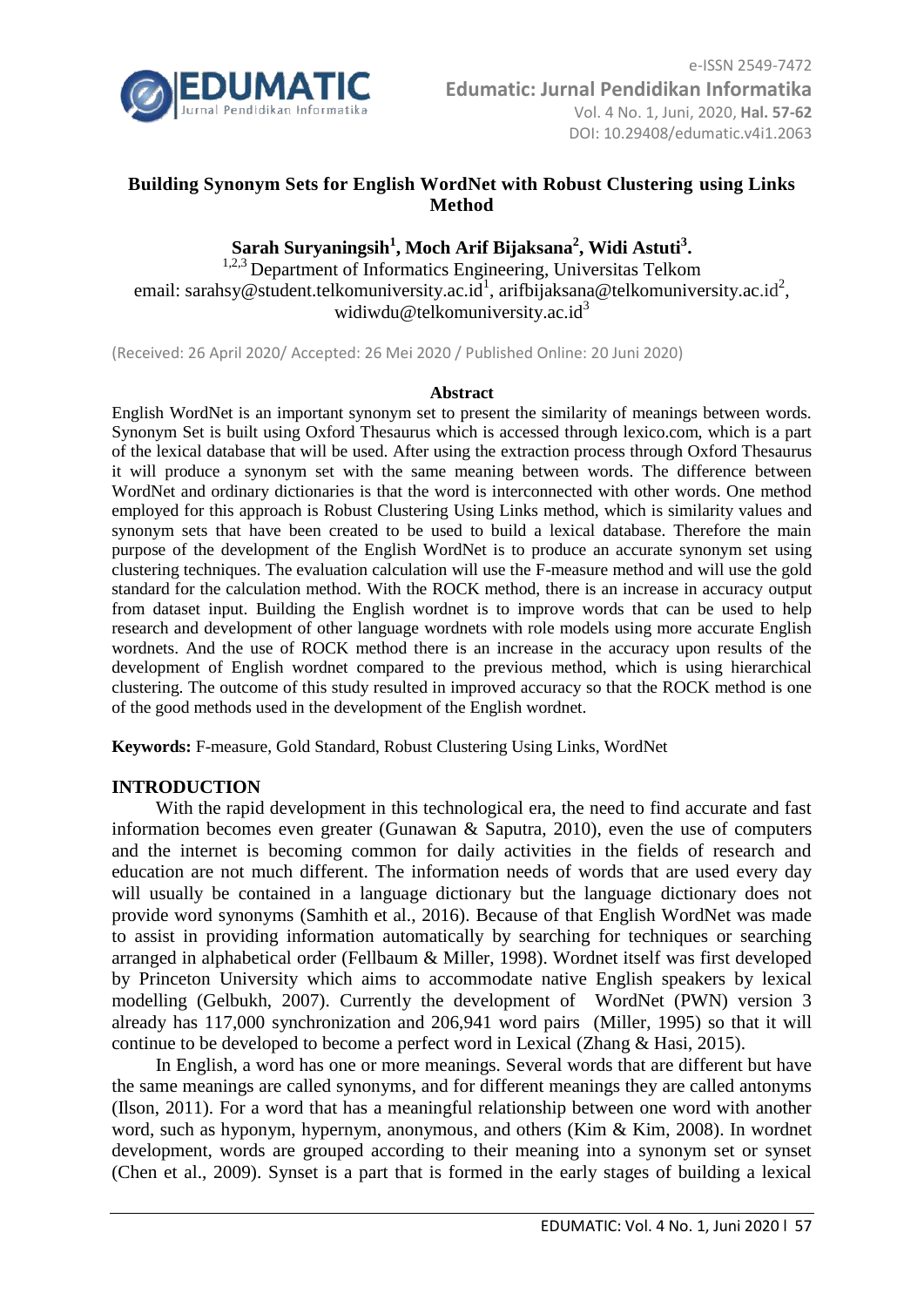# Building Synonym Sets for English WordNet with Robust Clustering using Links Method

**Sarah Suryaningsih[1], Moch Arif Bijaksana[2], Widi Astuti[3].**

[1,2,3] Department of Informatics Engineering, Universitas Telkom
email: sarahsy@student.telkomuniversity.ac.id[1], arifbijaksana@telkomuniversity.ac.id[2], widiwdu@telkomuniversity.ac.id[3]

(Received: 26 April 2020/ Accepted: 26 Mei 2020 / Published Online: 20 Juni 2020)

## Abstract

English WordNet is an important synonym set to present the similarity of meanings between words. Synonym Set is built using Oxford Thesaurus which is accessed through lexico.com, which is a part of the lexical database that will be used. After using the extraction process through Oxford Thesaurus it will produce a synonym set with the same meaning between words. The difference between WordNet and ordinary dictionaries is that the word is interconnected with other words. One method employed for this approach is Robust Clustering Using Links method, which is similarity values and synonym sets that have been created to be used to build a lexical database. Therefore the main purpose of the development of the English WordNet is to produce an accurate synonym set using clustering techniques. The evaluation calculation will use the F-measure method and will use the gold standard for the calculation method. With the ROCK method, there is an increase in accuracy output from dataset input. Building the English wordnet is to improve words that can be used to help research and development of other language wordnets with role models using more accurate English wordnets. And the use of ROCK method there is an increase in the accuracy upon results of the development of English wordnet compared to the previous method, which is using hierarchical clustering. The outcome of this study resulted in improved accuracy so that the ROCK method is one of the good methods used in the development of the English wordnet.

**Keywords:** F-measure, Gold Standard, Robust Clustering Using Links, WordNet

## INTRODUCTION

With the rapid development in this technological era, the need to find accurate and fast information becomes even greater (Gunawan & Saputra, 2010), even the use of computers and the internet is becoming common for daily activities in the fields of research and education are not much different. The information needs of words that are used every day will usually be contained in a language dictionary but the language dictionary does not provide word synonyms (Samhith et al., 2016). Because of that English WordNet was made to assist in providing information automatically by searching for techniques or searching arranged in alphabetical order (Fellbaum & Miller, 1998). Wordnet itself was first developed by Princeton University which aims to accommodate native English speakers by lexical modelling (Gelbukh, 2007). Currently the development of WordNet (PWN) version 3 already has 117,000 synchronization and 206,941 word pairs (Miller, 1995) so that it will continue to be developed to become a perfect word in Lexical (Zhang & Hasi, 2015).

In English, a word has one or more meanings. Several words that are different but have the same meanings are called synonyms, and for different meanings they are called antonyms (Ilson, 2011). For a word that has a meaningful relationship between one word with another word, such as hyponym, hypernym, anonymous, and others (Kim & Kim, 2008). In wordnet development, words are grouped according to their meaning into a synonym set or synset (Chen et al., 2009). Synset is a part that is formed in the early stages of building a lexical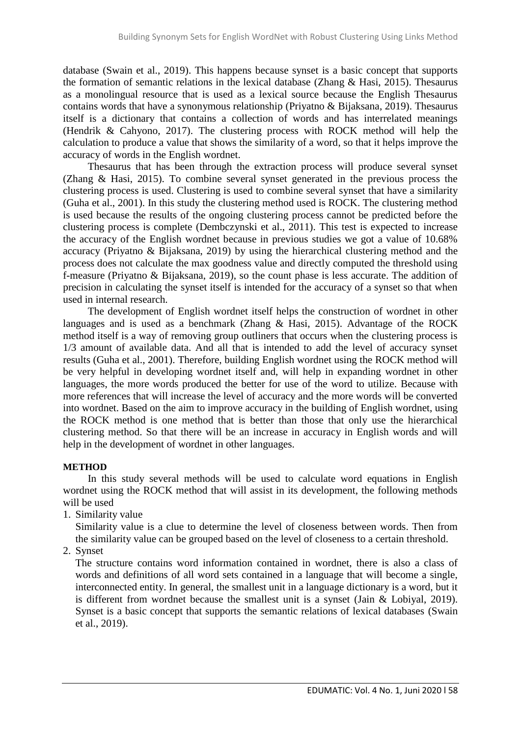database (Swain et al., 2019). This happens because synset is a basic concept that supports the formation of semantic relations in the lexical database (Zhang & Hasi, 2015). Thesaurus as a monolingual resource that is used as a lexical source because the English Thesaurus contains words that have a synonymous relationship (Priyatno & Bijaksana, 2019). Thesaurus itself is a dictionary that contains a collection of words and has interrelated meanings (Hendrik & Cahyono, 2017). The clustering process with ROCK method will help the calculation to produce a value that shows the similarity of a word, so that it helps improve the accuracy of words in the English wordnet.

Thesaurus that has been through the extraction process will produce several synset (Zhang & Hasi, 2015). To combine several synset generated in the previous process the clustering process is used. Clustering is used to combine several synset that have a similarity (Guha et al., 2001). In this study the clustering method used is ROCK. The clustering method is used because the results of the ongoing clustering process cannot be predicted before the clustering process is complete (Dembczynski et al., 2011). This test is expected to increase the accuracy of the English wordnet because in previous studies we got a value of 10.68% accuracy (Priyatno & Bijaksana, 2019) by using the hierarchical clustering method and the process does not calculate the max goodness value and directly computed the threshold using f-measure (Priyatno & Bijaksana, 2019), so the count phase is less accurate. The addition of precision in calculating the synset itself is intended for the accuracy of a synset so that when used in internal research.

The development of English wordnet itself helps the construction of wordnet in other languages and is used as a benchmark (Zhang & Hasi, 2015). Advantage of the ROCK method itself is a way of removing group outliners that occurs when the clustering process is 1/3 amount of available data. And all that is intended to add the level of accuracy synset results (Guha et al., 2001). Therefore, building English wordnet using the ROCK method will be very helpful in developing wordnet itself and, will help in expanding wordnet in other languages, the more words produced the better for use of the word to utilize. Because with more references that will increase the level of accuracy and the more words will be converted into wordnet. Based on the aim to improve accuracy in the building of English wordnet, using the ROCK method is one method that is better than those that only use the hierarchical clustering method. So that there will be an increase in accuracy in English words and will help in the development of wordnet in other languages.

## METHOD

In this study several methods will be used to calculate word equations in English wordnet using the ROCK method that will assist in its development, the following methods will be used

1. Similarity value

   Similarity value is a clue to determine the level of closeness between words. Then from the similarity value can be grouped based on the level of closeness to a certain threshold.

2. Synset

   The structure contains word information contained in wordnet, there is also a class of words and definitions of all word sets contained in a language that will become a single, interconnected entity. In general, the smallest unit in a language dictionary is a word, but it is different from wordnet because the smallest unit is a synset (Jain & Lobiyal, 2019). Synset is a basic concept that supports the semantic relations of lexical databases (Swain et al., 2019).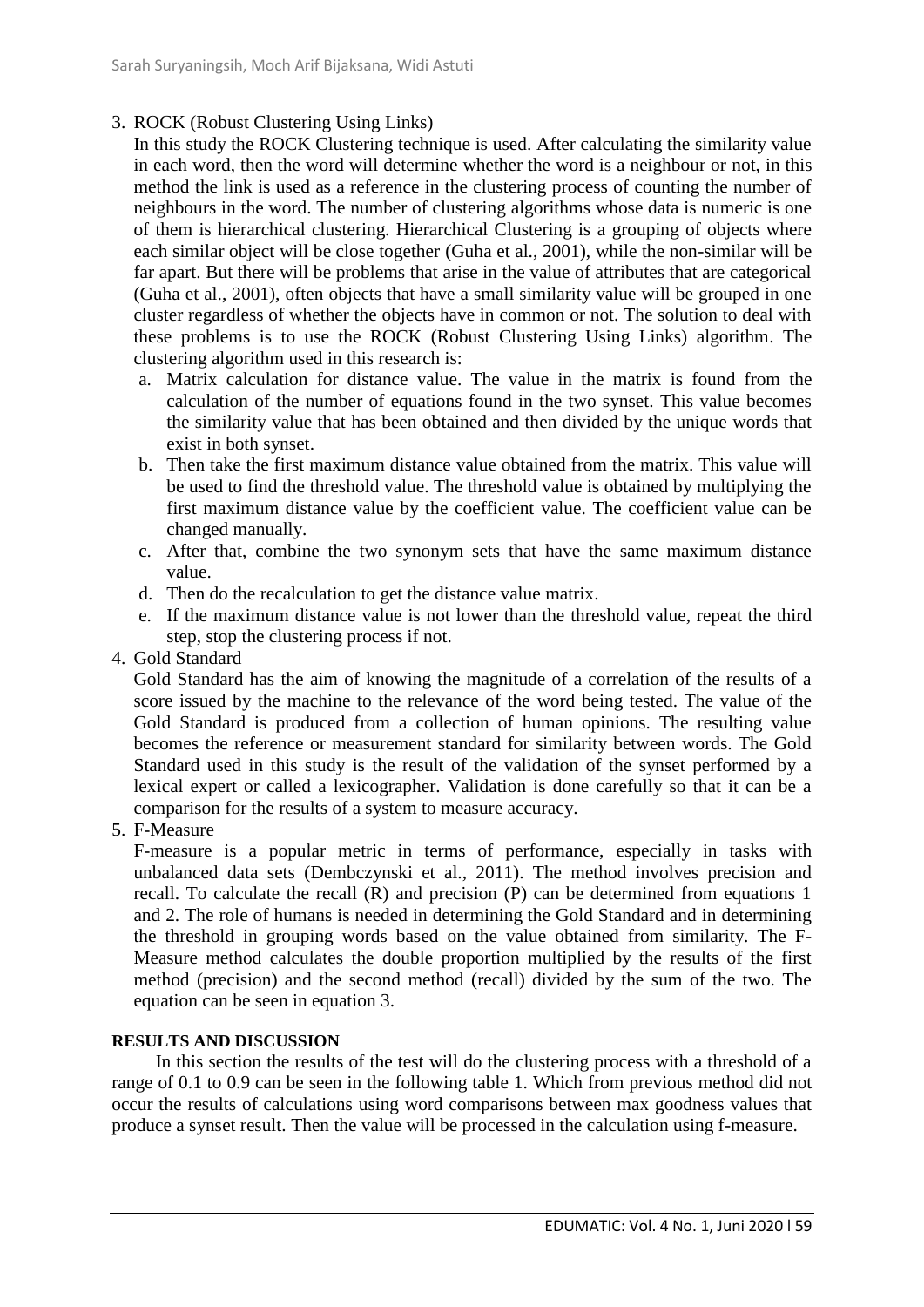3. ROCK (Robust Clustering Using Links)

   In this study the ROCK Clustering technique is used. After calculating the similarity value in each word, then the word will determine whether the word is a neighbour or not, in this method the link is used as a reference in the clustering process of counting the number of neighbours in the word. The number of clustering algorithms whose data is numeric is one of them is hierarchical clustering. Hierarchical Clustering is a grouping of objects where each similar object will be close together (Guha et al., 2001), while the non-similar will be far apart. But there will be problems that arise in the value of attributes that are categorical (Guha et al., 2001), often objects that have a small similarity value will be grouped in one cluster regardless of whether the objects have in common or not. The solution to deal with these problems is to use the ROCK (Robust Clustering Using Links) algorithm. The clustering algorithm used in this research is:

   a. Matrix calculation for distance value. The value in the matrix is found from the calculation of the number of equations found in the two synset. This value becomes the similarity value that has been obtained and then divided by the unique words that exist in both synset.
   b. Then take the first maximum distance value obtained from the matrix. This value will be used to find the threshold value. The threshold value is obtained by multiplying the first maximum distance value by the coefficient value. The coefficient value can be changed manually.
   c. After that, combine the two synonym sets that have the same maximum distance value.
   d. Then do the recalculation to get the distance value matrix.
   e. If the maximum distance value is not lower than the threshold value, repeat the third step, stop the clustering process if not.

4. Gold Standard

   Gold Standard has the aim of knowing the magnitude of a correlation of the results of a score issued by the machine to the relevance of the word being tested. The value of the Gold Standard is produced from a collection of human opinions. The resulting value becomes the reference or measurement standard for similarity between words. The Gold Standard used in this study is the result of the validation of the synset performed by a lexical expert or called a lexicographer. Validation is done carefully so that it can be a comparison for the results of a system to measure accuracy.

5. F-Measure

   F-measure is a popular metric in terms of performance, especially in tasks with unbalanced data sets (Dembczynski et al., 2011). The method involves precision and recall. To calculate the recall (R) and precision (P) can be determined from equations 1 and 2. The role of humans is needed in determining the Gold Standard and in determining the threshold in grouping words based on the value obtained from similarity. The F-Measure method calculates the double proportion multiplied by the results of the first method (precision) and the second method (recall) divided by the sum of the two. The equation can be seen in equation 3.

## RESULTS AND DISCUSSION

In this section the results of the test will do the clustering process with a threshold of a range of 0.1 to 0.9 can be seen in the following table 1. Which from previous method did not occur the results of calculations using word comparisons between max goodness values that produce a synset result. Then the value will be processed in the calculation using f-measure.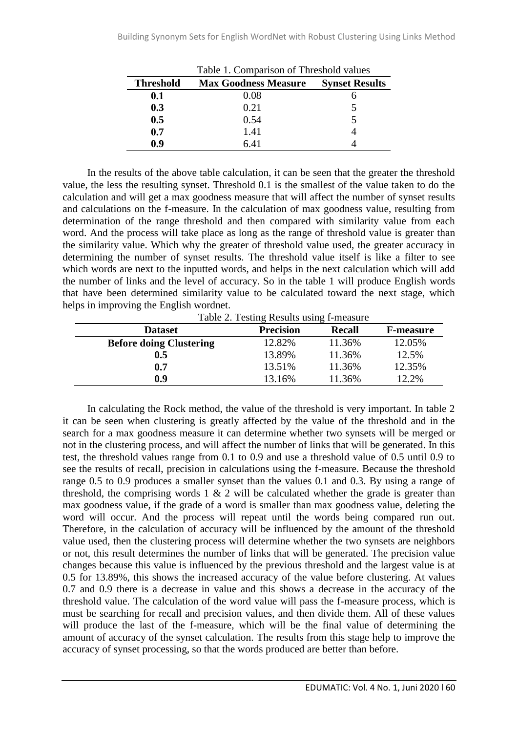Table 1. Comparison of Threshold values

| Threshold | Max Goodness Measure | Synset Results |
|---|---|---|
| **0.1** | 0.08 | 6 |
| **0.3** | 0.21 | 5 |
| **0.5** | 0.54 | 5 |
| **0.7** | 1.41 | 4 |
| **0.9** | 6.41 | 4 |

In the results of the above table calculation, it can be seen that the greater the threshold value, the less the resulting synset. Threshold 0.1 is the smallest of the value taken to do the calculation and will get a max goodness measure that will affect the number of synset results and calculations on the f-measure. In the calculation of max goodness value, resulting from determination of the range threshold and then compared with similarity value from each word. And the process will take place as long as the range of threshold value is greater than the similarity value. Which why the greater of threshold value used, the greater accuracy in determining the number of synset results. The threshold value itself is like a filter to see which words are next to the inputted words, and helps in the next calculation which will add the number of links and the level of accuracy. So in the table 1 will produce English words that have been determined similarity value to be calculated toward the next stage, which helps in improving the English wordnet.

Table 2. Testing Results using f-measure

| Dataset | Precision | Recall | F-measure |
|---|---|---|---|
| **Before doing Clustering** | 12.82% | 11.36% | 12.05% |
| **0.5** | 13.89% | 11.36% | 12.5% |
| **0.7** | 13.51% | 11.36% | 12.35% |
| **0.9** | 13.16% | 11.36% | 12.2% |

In calculating the Rock method, the value of the threshold is very important. In table 2 it can be seen when clustering is greatly affected by the value of the threshold and in the search for a max goodness measure it can determine whether two synsets will be merged or not in the clustering process, and will affect the number of links that will be generated. In this test, the threshold values range from 0.1 to 0.9 and use a threshold value of 0.5 until 0.9 to see the results of recall, precision in calculations using the f-measure. Because the threshold range 0.5 to 0.9 produces a smaller synset than the values 0.1 and 0.3. By using a range of threshold, the comprising words 1 & 2 will be calculated whether the grade is greater than max goodness value, if the grade of a word is smaller than max goodness value, deleting the word will occur. And the process will repeat until the words being compared run out. Therefore, in the calculation of accuracy will be influenced by the amount of the threshold value used, then the clustering process will determine whether the two synsets are neighbors or not, this result determines the number of links that will be generated. The precision value changes because this value is influenced by the previous threshold and the largest value is at 0.5 for 13.89%, this shows the increased accuracy of the value before clustering. At values 0.7 and 0.9 there is a decrease in value and this shows a decrease in the accuracy of the threshold value. The calculation of the word value will pass the f-measure process, which is must be searching for recall and precision values, and then divide them. All of these values will produce the last of the f-measure, which will be the final value of determining the amount of accuracy of the synset calculation. The results from this stage help to improve the accuracy of synset processing, so that the words produced are better than before.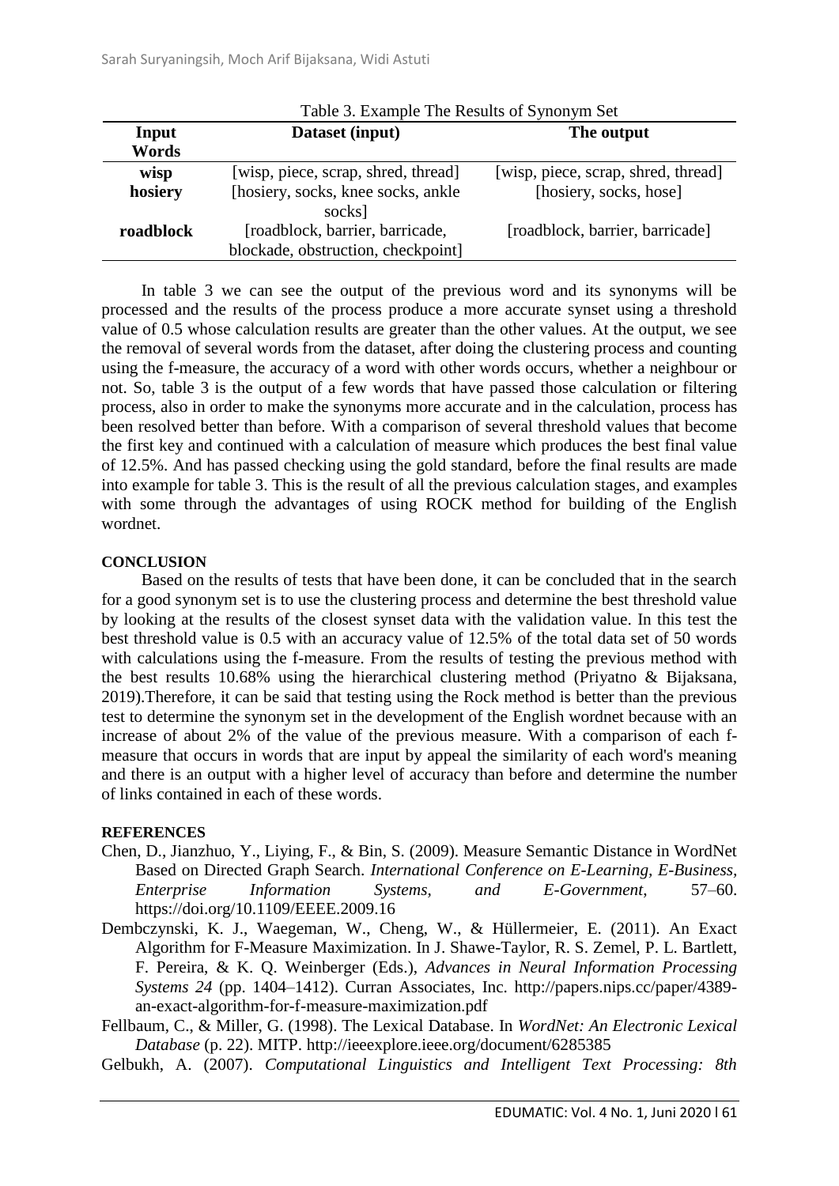Table 3. Example The Results of Synonym Set

| Input Words | Dataset (input) | The output |
|---|---|---|
| **wisp** | [wisp, piece, scrap, shred, thread] | [wisp, piece, scrap, shred, thread] |
| **hosiery** | [hosiery, socks, knee socks, ankle socks] | [hosiery, socks, hose] |
| **roadblock** | [roadblock, barrier, barricade, blockade, obstruction, checkpoint] | [roadblock, barrier, barricade] |

In table 3 we can see the output of the previous word and its synonyms will be processed and the results of the process produce a more accurate synset using a threshold value of 0.5 whose calculation results are greater than the other values. At the output, we see the removal of several words from the dataset, after doing the clustering process and counting using the f-measure, the accuracy of a word with other words occurs, whether a neighbour or not. So, table 3 is the output of a few words that have passed those calculation or filtering process, also in order to make the synonyms more accurate and in the calculation, process has been resolved better than before. With a comparison of several threshold values that become the first key and continued with a calculation of measure which produces the best final value of 12.5%. And has passed checking using the gold standard, before the final results are made into example for table 3. This is the result of all the previous calculation stages, and examples with some through the advantages of using ROCK method for building of the English wordnet.

**CONCLUSION**

Based on the results of tests that have been done, it can be concluded that in the search for a good synonym set is to use the clustering process and determine the best threshold value by looking at the results of the closest synset data with the validation value. In this test the best threshold value is 0.5 with an accuracy value of 12.5% of the total data set of 50 words with calculations using the f-measure. From the results of testing the previous method with the best results 10.68% using the hierarchical clustering method (Priyatno & Bijaksana, 2019).Therefore, it can be said that testing using the Rock method is better than the previous test to determine the synonym set in the development of the English wordnet because with an increase of about 2% of the value of the previous measure. With a comparison of each f-measure that occurs in words that are input by appeal the similarity of each word's meaning and there is an output with a higher level of accuracy than before and determine the number of links contained in each of these words.

**REFERENCES**

Chen, D., Jianzhuo, Y., Liying, F., & Bin, S. (2009). Measure Semantic Distance in WordNet Based on Directed Graph Search. *International Conference on E-Learning, E-Business, Enterprise Information Systems, and E-Government*, 57–60. https://doi.org/10.1109/EEEE.2009.16

Dembczynski, K. J., Waegeman, W., Cheng, W., & Hüllermeier, E. (2011). An Exact Algorithm for F-Measure Maximization. In J. Shawe-Taylor, R. S. Zemel, P. L. Bartlett, F. Pereira, & K. Q. Weinberger (Eds.), *Advances in Neural Information Processing Systems 24* (pp. 1404–1412). Curran Associates, Inc. http://papers.nips.cc/paper/4389-an-exact-algorithm-for-f-measure-maximization.pdf

Fellbaum, C., & Miller, G. (1998). The Lexical Database. In *WordNet: An Electronic Lexical Database* (p. 22). MITP. http://ieeexplore.ieee.org/document/6285385

Gelbukh, A. (2007). *Computational Linguistics and Intelligent Text Processing: 8th*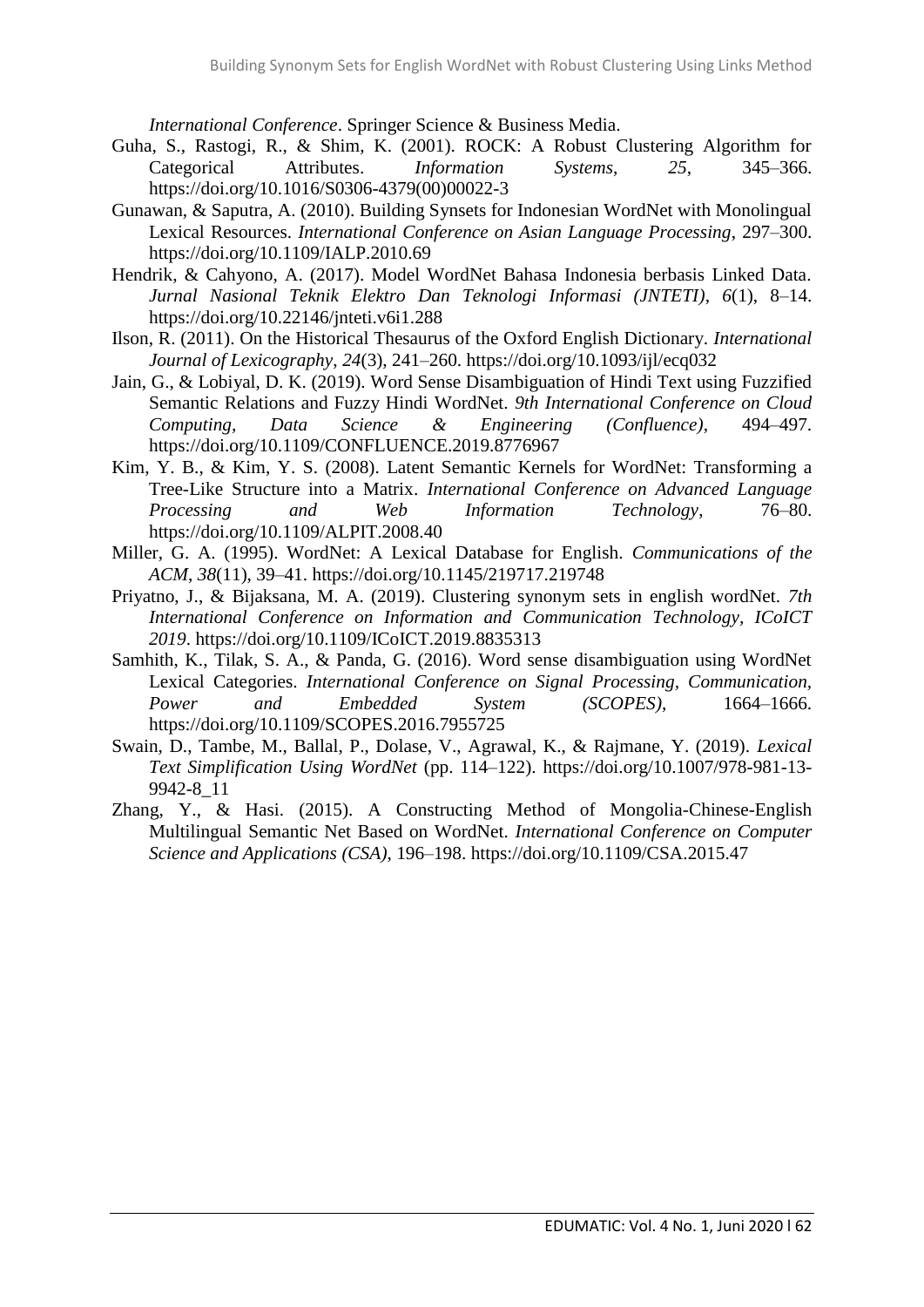*International Conference*. Springer Science & Business Media.

Guha, S., Rastogi, R., & Shim, K. (2001). ROCK: A Robust Clustering Algorithm for Categorical Attributes. *Information Systems*, *25*, 345–366. https://doi.org/10.1016/S0306-4379(00)00022-3

Gunawan, & Saputra, A. (2010). Building Synsets for Indonesian WordNet with Monolingual Lexical Resources. *International Conference on Asian Language Processing*, 297–300. https://doi.org/10.1109/IALP.2010.69

Hendrik, & Cahyono, A. (2017). Model WordNet Bahasa Indonesia berbasis Linked Data. *Jurnal Nasional Teknik Elektro Dan Teknologi Informasi (JNTETI)*, *6*(1), 8–14. https://doi.org/10.22146/jnteti.v6i1.288

Ilson, R. (2011). On the Historical Thesaurus of the Oxford English Dictionary. *International Journal of Lexicography*, *24*(3), 241–260. https://doi.org/10.1093/ijl/ecq032

Jain, G., & Lobiyal, D. K. (2019). Word Sense Disambiguation of Hindi Text using Fuzzified Semantic Relations and Fuzzy Hindi WordNet. *9th International Conference on Cloud Computing, Data Science & Engineering (Confluence)*, 494–497. https://doi.org/10.1109/CONFLUENCE.2019.8776967

Kim, Y. B., & Kim, Y. S. (2008). Latent Semantic Kernels for WordNet: Transforming a Tree-Like Structure into a Matrix. *International Conference on Advanced Language Processing and Web Information Technology*, 76–80. https://doi.org/10.1109/ALPIT.2008.40

Miller, G. A. (1995). WordNet: A Lexical Database for English. *Communications of the ACM*, *38*(11), 39–41. https://doi.org/10.1145/219717.219748

Priyatno, J., & Bijaksana, M. A. (2019). Clustering synonym sets in english wordNet. *7th International Conference on Information and Communication Technology, ICoICT 2019*. https://doi.org/10.1109/ICoICT.2019.8835313

Samhith, K., Tilak, S. A., & Panda, G. (2016). Word sense disambiguation using WordNet Lexical Categories. *International Conference on Signal Processing, Communication, Power and Embedded System (SCOPES)*, 1664–1666. https://doi.org/10.1109/SCOPES.2016.7955725

Swain, D., Tambe, M., Ballal, P., Dolase, V., Agrawal, K., & Rajmane, Y. (2019). *Lexical Text Simplification Using WordNet* (pp. 114–122). https://doi.org/10.1007/978-981-13-9942-8_11

Zhang, Y., & Hasi. (2015). A Constructing Method of Mongolia-Chinese-English Multilingual Semantic Net Based on WordNet. *International Conference on Computer Science and Applications (CSA)*, 196–198. https://doi.org/10.1109/CSA.2015.47